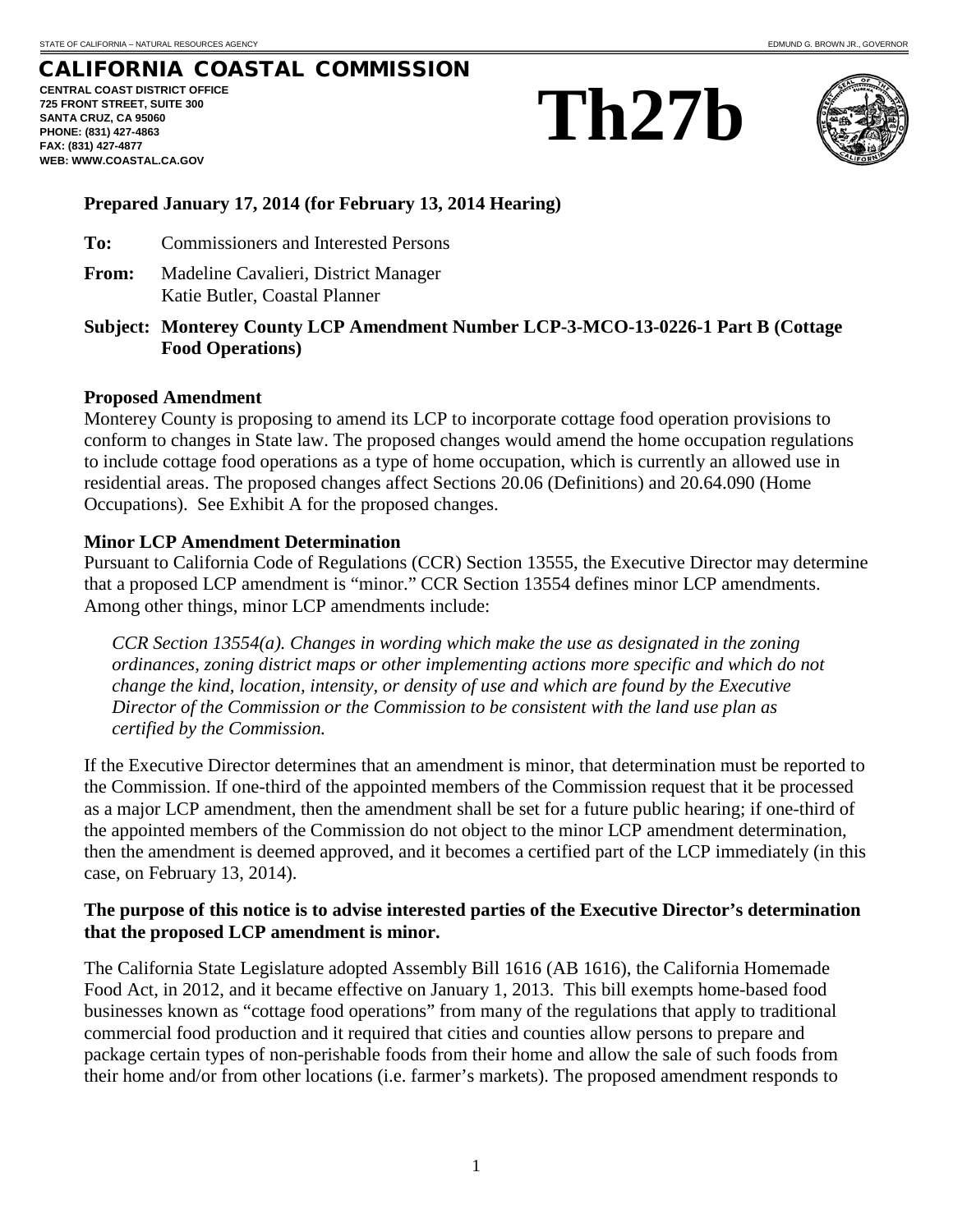STATE OF CALIFORNIA – NATURAL RESOURCES AGENCY EDMUND G. BROWN JR., GOVERNOR

# CALIFORNIA COASTAL COMMISSION

**CENTRAL COAST DISTRICT OFFICE**
**725 FRONT STREET, SUITE 300**
**SANTA CRUZ, CA 95060**
**PHONE: (831) 427-4863**
**FAX: (831) 427-4877**
**WEB: WWW.COASTAL.CA.GOV**

# Th27b

**Prepared January 17, 2014 (for February 13, 2014 Hearing)**

**To:** Commissioners and Interested Persons

**From:** Madeline Cavalieri, District Manager
Katie Butler, Coastal Planner

**Subject: Monterey County LCP Amendment Number LCP-3-MCO-13-0226-1 Part B (Cottage Food Operations)**

**Proposed Amendment**

Monterey County is proposing to amend its LCP to incorporate cottage food operation provisions to conform to changes in State law. The proposed changes would amend the home occupation regulations to include cottage food operations as a type of home occupation, which is currently an allowed use in residential areas. The proposed changes affect Sections 20.06 (Definitions) and 20.64.090 (Home Occupations). See Exhibit A for the proposed changes.

**Minor LCP Amendment Determination**

Pursuant to California Code of Regulations (CCR) Section 13555, the Executive Director may determine that a proposed LCP amendment is "minor." CCR Section 13554 defines minor LCP amendments. Among other things, minor LCP amendments include:

> *CCR Section 13554(a). Changes in wording which make the use as designated in the zoning ordinances, zoning district maps or other implementing actions more specific and which do not change the kind, location, intensity, or density of use and which are found by the Executive Director of the Commission or the Commission to be consistent with the land use plan as certified by the Commission.*

If the Executive Director determines that an amendment is minor, that determination must be reported to the Commission. If one-third of the appointed members of the Commission request that it be processed as a major LCP amendment, then the amendment shall be set for a future public hearing; if one-third of the appointed members of the Commission do not object to the minor LCP amendment determination, then the amendment is deemed approved, and it becomes a certified part of the LCP immediately (in this case, on February 13, 2014).

**The purpose of this notice is to advise interested parties of the Executive Director's determination that the proposed LCP amendment is minor.**

The California State Legislature adopted Assembly Bill 1616 (AB 1616), the California Homemade Food Act, in 2012, and it became effective on January 1, 2013. This bill exempts home-based food businesses known as "cottage food operations" from many of the regulations that apply to traditional commercial food production and it required that cities and counties allow persons to prepare and package certain types of non-perishable foods from their home and allow the sale of such foods from their home and/or from other locations (i.e. farmer's markets). The proposed amendment responds to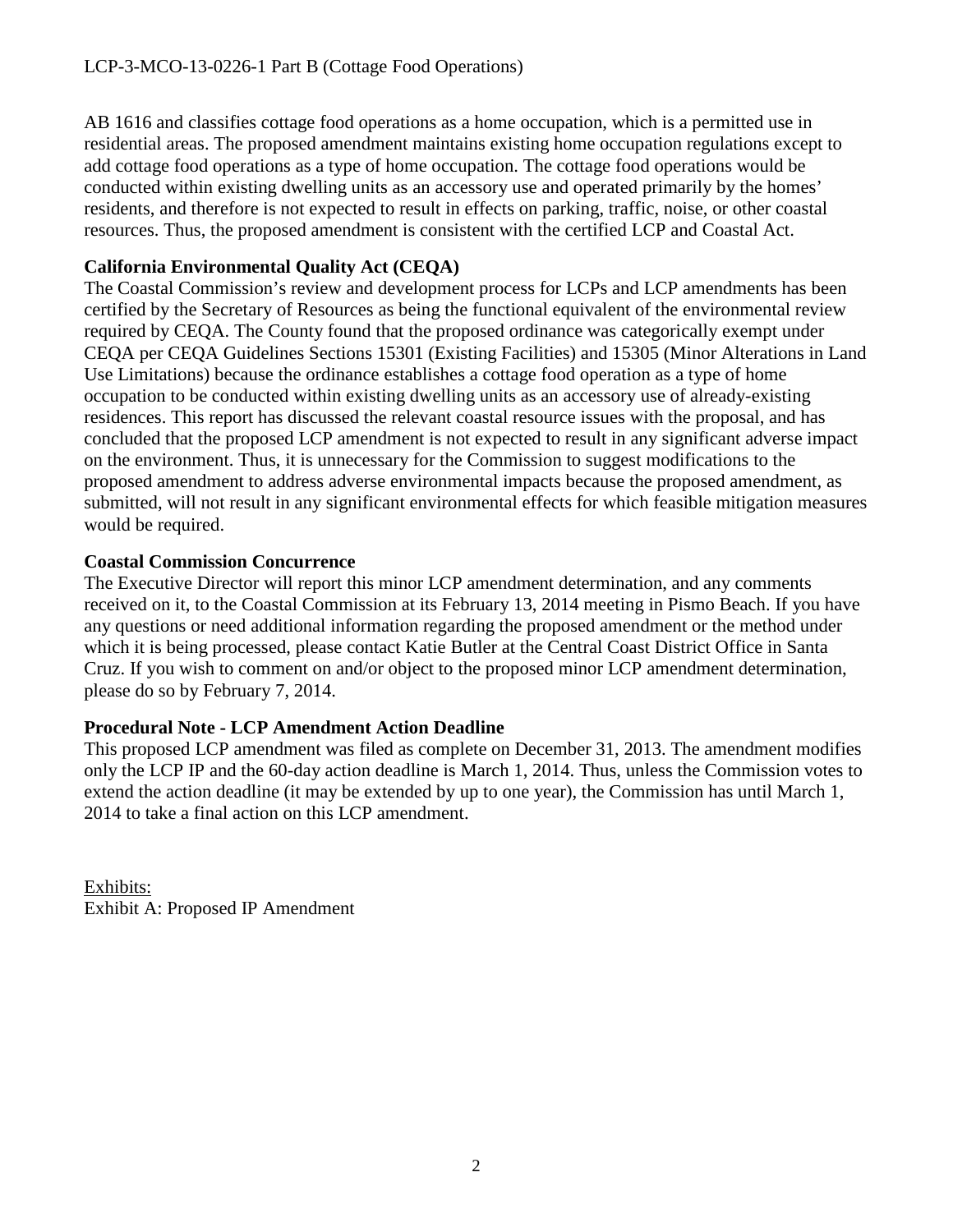AB 1616 and classifies cottage food operations as a home occupation, which is a permitted use in residential areas. The proposed amendment maintains existing home occupation regulations except to add cottage food operations as a type of home occupation. The cottage food operations would be conducted within existing dwelling units as an accessory use and operated primarily by the homes' residents, and therefore is not expected to result in effects on parking, traffic, noise, or other coastal resources. Thus, the proposed amendment is consistent with the certified LCP and Coastal Act.

**California Environmental Quality Act (CEQA)**

The Coastal Commission's review and development process for LCPs and LCP amendments has been certified by the Secretary of Resources as being the functional equivalent of the environmental review required by CEQA. The County found that the proposed ordinance was categorically exempt under CEQA per CEQA Guidelines Sections 15301 (Existing Facilities) and 15305 (Minor Alterations in Land Use Limitations) because the ordinance establishes a cottage food operation as a type of home occupation to be conducted within existing dwelling units as an accessory use of already-existing residences. This report has discussed the relevant coastal resource issues with the proposal, and has concluded that the proposed LCP amendment is not expected to result in any significant adverse impact on the environment. Thus, it is unnecessary for the Commission to suggest modifications to the proposed amendment to address adverse environmental impacts because the proposed amendment, as submitted, will not result in any significant environmental effects for which feasible mitigation measures would be required.

**Coastal Commission Concurrence**

The Executive Director will report this minor LCP amendment determination, and any comments received on it, to the Coastal Commission at its February 13, 2014 meeting in Pismo Beach. If you have any questions or need additional information regarding the proposed amendment or the method under which it is being processed, please contact Katie Butler at the Central Coast District Office in Santa Cruz. If you wish to comment on and/or object to the proposed minor LCP amendment determination, please do so by February 7, 2014.

**Procedural Note - LCP Amendment Action Deadline**

This proposed LCP amendment was filed as complete on December 31, 2013. The amendment modifies only the LCP IP and the 60-day action deadline is March 1, 2014. Thus, unless the Commission votes to extend the action deadline (it may be extended by up to one year), the Commission has until March 1, 2014 to take a final action on this LCP amendment.

Exhibits:
Exhibit A: Proposed IP Amendment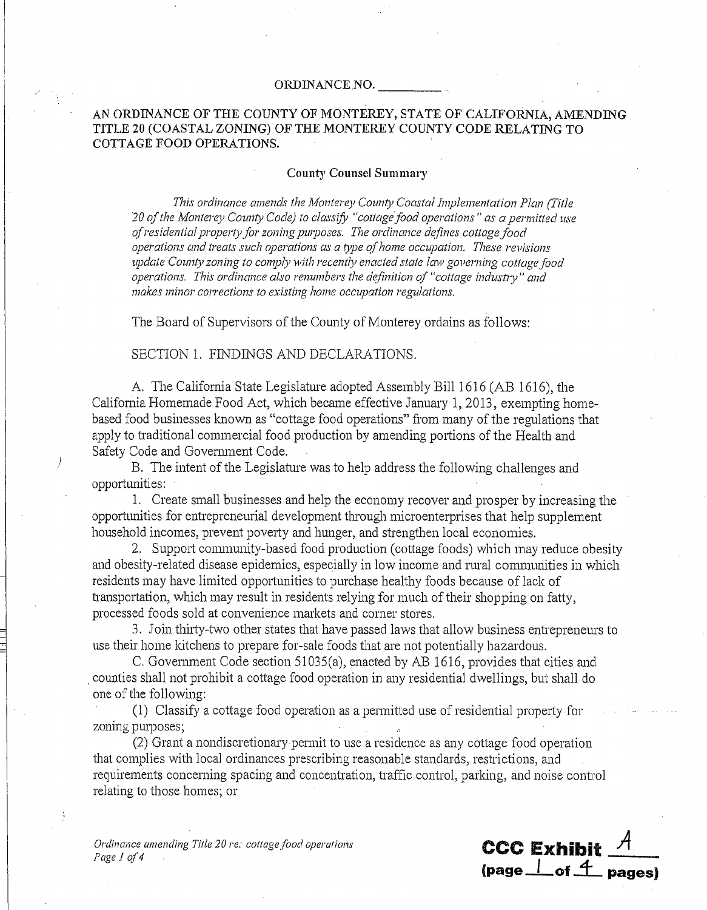ORDINANCE NO. __________

AN ORDINANCE OF THE COUNTY OF MONTEREY, STATE OF CALIFORNIA, AMENDING TITLE 20 (COASTAL ZONING) OF THE MONTEREY COUNTY CODE RELATING TO COTTAGE FOOD OPERATIONS.

**County Counsel Summary**

*This ordinance amends the Monterey County Coastal Implementation Plan (Title 20 of the Monterey County Code) to classify "cottage food operations" as a permitted use of residential property for zoning purposes. The ordinance defines cottage food operations and treats such operations as a type of home occupation. These revisions update County zoning to comply with recently enacted state law governing cottage food operations. This ordinance also renumbers the definition of "cottage industry" and makes minor corrections to existing home occupation regulations.*

The Board of Supervisors of the County of Monterey ordains as follows:

SECTION 1. FINDINGS AND DECLARATIONS.

A. The California State Legislature adopted Assembly Bill 1616 (AB 1616), the California Homemade Food Act, which became effective January 1, 2013, exempting home-based food businesses known as "cottage food operations" from many of the regulations that apply to traditional commercial food production by amending portions of the Health and Safety Code and Government Code.

B. The intent of the Legislature was to help address the following challenges and opportunities:

1. Create small businesses and help the economy recover and prosper by increasing the opportunities for entrepreneurial development through microenterprises that help supplement household incomes, prevent poverty and hunger, and strengthen local economies.

2. Support community-based food production (cottage foods) which may reduce obesity and obesity-related disease epidemics, especially in low income and rural communities in which residents may have limited opportunities to purchase healthy foods because of lack of transportation, which may result in residents relying for much of their shopping on fatty, processed foods sold at convenience markets and corner stores.

3. Join thirty-two other states that have passed laws that allow business entrepreneurs to use their home kitchens to prepare for-sale foods that are not potentially hazardous.

C. Government Code section 51035(a), enacted by AB 1616, provides that cities and counties shall not prohibit a cottage food operation in any residential dwellings, but shall do one of the following:

(1) Classify a cottage food operation as a permitted use of residential property for zoning purposes;

(2) Grant a nondiscretionary permit to use a residence as any cottage food operation that complies with local ordinances prescribing reasonable standards, restrictions, and requirements concerning spacing and concentration, traffic control, parking, and noise control relating to those homes; or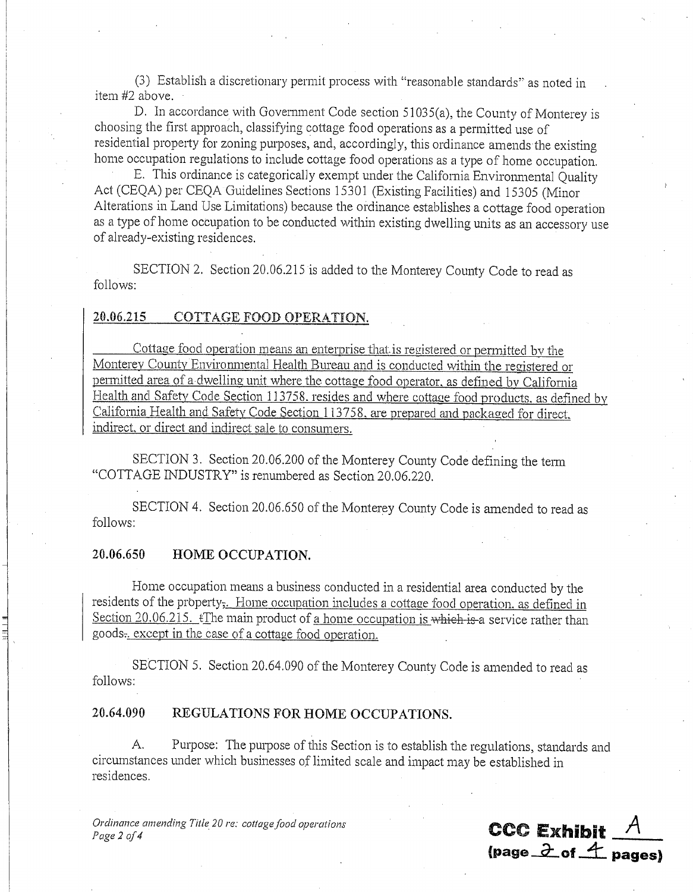(3) Establish a discretionary permit process with "reasonable standards" as noted in item #2 above.

D. In accordance with Government Code section 51035(a), the County of Monterey is choosing the first approach, classifying cottage food operations as a permitted use of residential property for zoning purposes, and, accordingly, this ordinance amends the existing home occupation regulations to include cottage food operations as a type of home occupation.

E. This ordinance is categorically exempt under the California Environmental Quality Act (CEQA) per CEQA Guidelines Sections 15301 (Existing Facilities) and 15305 (Minor Alterations in Land Use Limitations) because the ordinance establishes a cottage food operation as a type of home occupation to be conducted within existing dwelling units as an accessory use of already-existing residences.

SECTION 2. Section 20.06.215 is added to the Monterey County Code to read as follows:

**20.06.215 COTTAGE FOOD OPERATION.**

Cottage food operation means an enterprise that is registered or permitted by the Monterey County Environmental Health Bureau and is conducted within the registered or permitted area of a dwelling unit where the cottage food operator, as defined by California Health and Safety Code Section 113758, resides and where cottage food products, as defined by California Health and Safety Code Section 113758, are prepared and packaged for direct, indirect, or direct and indirect sale to consumers.

SECTION 3. Section 20.06.200 of the Monterey County Code defining the term "COTTAGE INDUSTRY" is renumbered as Section 20.06.220.

SECTION 4. Section 20.06.650 of the Monterey County Code is amended to read as follows:

**20.06.650 HOME OCCUPATION.**

Home occupation means a business conducted in a residential area conducted by the residents of the property~~,~~. Home occupation includes a cottage food operation, as defined in Section 20.06.215. ~~t~~The main product of a home occupation is ~~which is~~ a service rather than goods~~.~~, except in the case of a cottage food operation.

SECTION 5. Section 20.64.090 of the Monterey County Code is amended to read as follows:

**20.64.090 REGULATIONS FOR HOME OCCUPATIONS.**

A. Purpose: The purpose of this Section is to establish the regulations, standards and circumstances under which businesses of limited scale and impact may be established in residences.

**CCC Exhibit A**
**(page 2 of 4 pages)**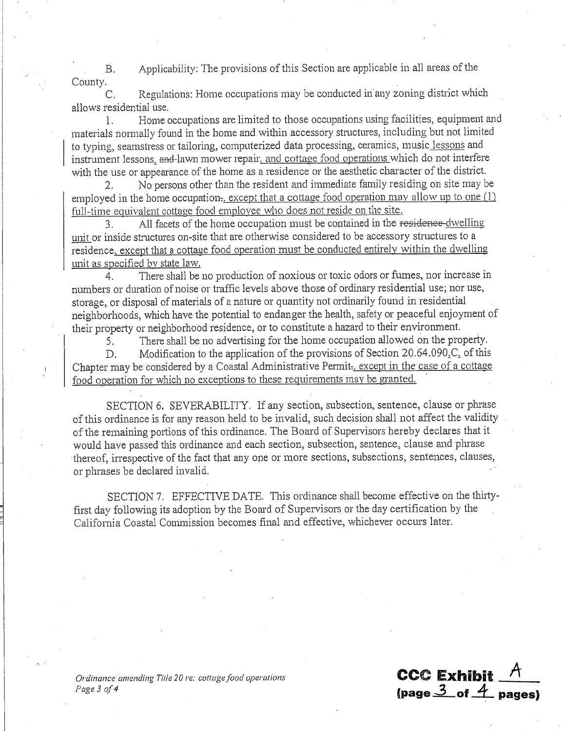B. Applicability: The provisions of this Section are applicable in all areas of the County.

C. Regulations: Home occupations may be conducted in any zoning district which allows residential use.

1. Home occupations are limited to those occupations using facilities, equipment and materials normally found in the home and within accessory structures, including but not limited to typing, seamstress or tailoring, computerized data processing, ceramics, music lessons and instrument lessons, ~~and~~ lawn mower repair, and cottage food operations which do not interfere with the use or appearance of the home as a residence or the aesthetic character of the district.

2. No persons other than the resident and immediate family residing on site may be employed in the home occupation~~.~~, except that a cottage food operation may allow up to one (1) full-time equivalent cottage food employee who does not reside on the site.

3. All facets of the home occupation must be contained in the ~~residence~~ dwelling unit or inside structures on-site that are otherwise considered to be accessory structures to a residence, except that a cottage food operation must be conducted entirely within the dwelling unit as specified by state law.

4. There shall be no production of noxious or toxic odors or fumes, nor increase in numbers or duration of noise or traffic levels above those of ordinary residential use; nor use, storage, or disposal of materials of a nature or quantity not ordinarily found in residential neighborhoods, which have the potential to endanger the health, safety or peaceful enjoyment of their property or neighborhood residence, or to constitute a hazard to their environment.

5. There shall be no advertising for the home occupation allowed on the property.

D. Modification to the application of the provisions of Section 20.64.090.C. of this Chapter may be considered by a Coastal Administrative Permit~~.~~, except in the case of a cottage food operation for which no exceptions to these requirements may be granted.

SECTION 6. SEVERABILITY. If any section, subsection, sentence, clause or phrase of this ordinance is for any reason held to be invalid, such decision shall not affect the validity of the remaining portions of this ordinance. The Board of Supervisors hereby declares that it would have passed this ordinance and each section, subsection, sentence, clause and phrase thereof, irrespective of the fact that any one or more sections, subsections, sentences, clauses, or phrases be declared invalid.

SECTION 7. EFFECTIVE DATE. This ordinance shall become effective on the thirty-first day following its adoption by the Board of Supervisors or the day certification by the California Coastal Commission becomes final and effective, whichever occurs later.

*Ordinance amending Title 20 re: cottage food operations*

**CCC Exhibit A**
**(page 3 of 4 pages)**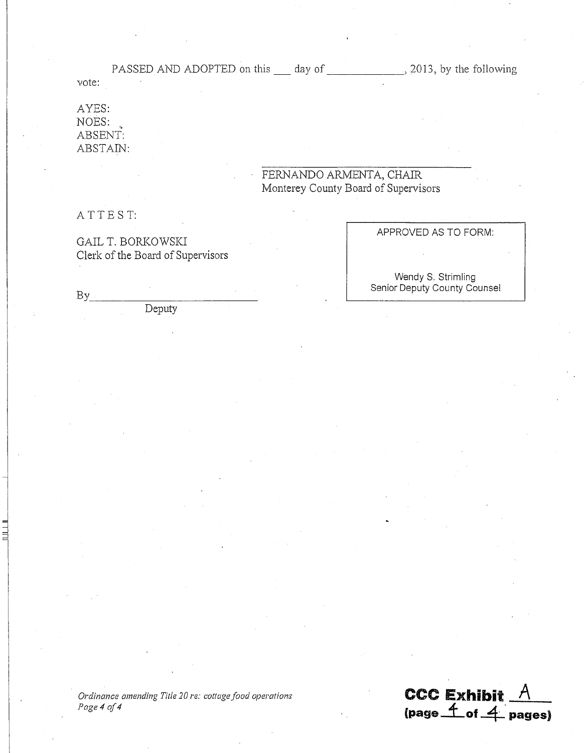PASSED AND ADOPTED on this ___ day of _____________, 2013, by the following vote:

AYES:
NOES:
ABSENT:
ABSTAIN:

_________________________________
FERNANDO ARMENTA, CHAIR
Monterey County Board of Supervisors

ATTEST:

GAIL T. BORKOWSKI
Clerk of the Board of Supervisors

By_____________________________
Deputy

APPROVED AS TO FORM:

Wendy S. Strimling
Senior Deputy County Counsel

*Ordinance amending Title 20 re: cottage food operations*
*Page 4 of 4*

**CCC Exhibit A**
**(page 4 of 4 pages)**